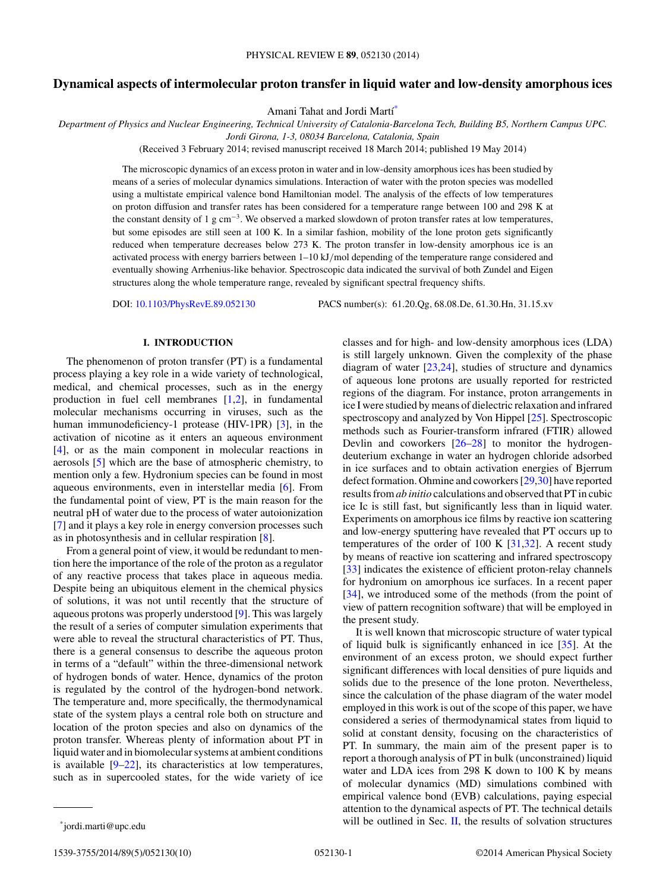# Dynamical aspects of intermolecular proton transfer in liquid water and low-density amorphous ices

Amani Tahat and Jordi Martí[*]

*Department of Physics and Nuclear Engineering, Technical University of Catalonia-Barcelona Tech, Building B5, Northern Campus UPC. Jordi Girona, 1-3, 08034 Barcelona, Catalonia, Spain*

(Received 3 February 2014; revised manuscript received 18 March 2014; published 19 May 2014)

The microscopic dynamics of an excess proton in water and in low-density amorphous ices has been studied by means of a series of molecular dynamics simulations. Interaction of water with the proton species was modelled using a multistate empirical valence bond Hamiltonian model. The analysis of the effects of low temperatures on proton diffusion and transfer rates has been considered for a temperature range between 100 and 298 K at the constant density of 1 g cm$^{-3}$. We observed a marked slowdown of proton transfer rates at low temperatures, but some episodes are still seen at 100 K. In a similar fashion, mobility of the lone proton gets significantly reduced when temperature decreases below 273 K. The proton transfer in low-density amorphous ice is an activated process with energy barriers between 1–10 kJ/mol depending of the temperature range considered and eventually showing Arrhenius-like behavior. Spectroscopic data indicated the survival of both Zundel and Eigen structures along the whole temperature range, revealed by significant spectral frequency shifts.

DOI: 10.1103/PhysRevE.89.052130 PACS number(s): 61.20.Qg, 68.08.De, 61.30.Hn, 31.15.xv

## I. INTRODUCTION

The phenomenon of proton transfer (PT) is a fundamental process playing a key role in a wide variety of technological, medical, and chemical processes, such as in the energy production in fuel cell membranes [1,2], in fundamental molecular mechanisms occurring in viruses, such as the human immunodeficiency-1 protease (HIV-1PR) [3], in the activation of nicotine as it enters an aqueous environment [4], or as the main component in molecular reactions in aerosols [5] which are the base of atmospheric chemistry, to mention only a few. Hydronium species can be found in most aqueous environments, even in interstellar media [6]. From the fundamental point of view, PT is the main reason for the neutral pH of water due to the process of water autoionization [7] and it plays a key role in energy conversion processes such as in photosynthesis and in cellular respiration [8].

From a general point of view, it would be redundant to mention here the importance of the role of the proton as a regulator of any reactive process that takes place in aqueous media. Despite being an ubiquitous element in the chemical physics of solutions, it was not until recently that the structure of aqueous protons was properly understood [9]. This was largely the result of a series of computer simulation experiments that were able to reveal the structural characteristics of PT. Thus, there is a general consensus to describe the aqueous proton in terms of a "default" within the three-dimensional network of hydrogen bonds of water. Hence, dynamics of the proton is regulated by the control of the hydrogen-bond network. The temperature and, more specifically, the thermodynamical state of the system plays a central role both on structure and location of the proton species and also on dynamics of the proton transfer. Whereas plenty of information about PT in liquid water and in biomolecular systems at ambient conditions is available [9–22], its characteristics at low temperatures, such as in supercooled states, for the wide variety of ice classes and for high- and low-density amorphous ices (LDA) is still largely unknown. Given the complexity of the phase diagram of water [23,24], studies of structure and dynamics of aqueous lone protons are usually reported for restricted regions of the diagram. For instance, proton arrangements in ice I were studied by means of dielectric relaxation and infrared spectroscopy and analyzed by Von Hippel [25]. Spectroscopic methods such as Fourier-transform infrared (FTIR) allowed Devlin and coworkers [26–28] to monitor the hydrogen-deuterium exchange in water an hydrogen chloride adsorbed in ice surfaces and to obtain activation energies of Bjerrum defect formation. Ohmine and coworkers [29,30] have reported results from *ab initio* calculations and observed that PT in cubic ice Ic is still fast, but significantly less than in liquid water. Experiments on amorphous ice films by reactive ion scattering and low-energy sputtering have revealed that PT occurs up to temperatures of the order of 100 K [31,32]. A recent study by means of reactive ion scattering and infrared spectroscopy [33] indicates the existence of efficient proton-relay channels for hydronium on amorphous ice surfaces. In a recent paper [34], we introduced some of the methods (from the point of view of pattern recognition software) that will be employed in the present study.

It is well known that microscopic structure of water typical of liquid bulk is significantly enhanced in ice [35]. At the environment of an excess proton, we should expect further significant differences with local densities of pure liquids and solids due to the presence of the lone proton. Nevertheless, since the calculation of the phase diagram of the water model employed in this work is out of the scope of this paper, we have considered a series of thermodynamical states from liquid to solid at constant density, focusing on the characteristics of PT. In summary, the main aim of the present paper is to report a thorough analysis of PT in bulk (unconstrained) liquid water and LDA ices from 298 K down to 100 K by means of molecular dynamics (MD) simulations combined with empirical valence bond (EVB) calculations, paying especial attention to the dynamical aspects of PT. The technical details will be outlined in Sec. II, the results of solvation structures

[*] jordi.marti@upc.edu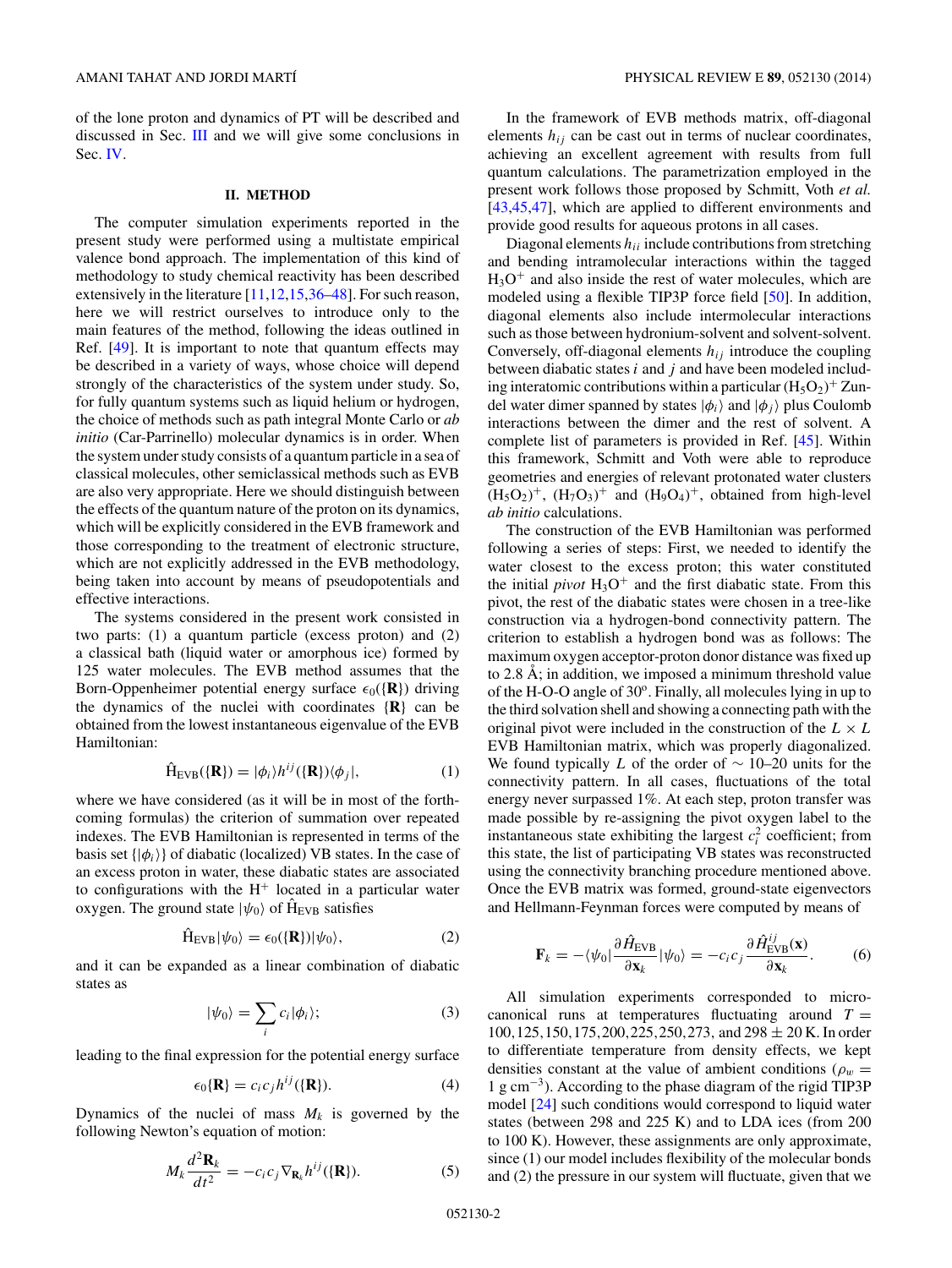of the lone proton and dynamics of PT will be described and discussed in Sec. III and we will give some conclusions in Sec. IV.

## II. METHOD

The computer simulation experiments reported in the present study were performed using a multistate empirical valence bond approach. The implementation of this kind of methodology to study chemical reactivity has been described extensively in the literature [11,12,15,36–48]. For such reason, here we will restrict ourselves to introduce only to the main features of the method, following the ideas outlined in Ref. [49]. It is important to note that quantum effects may be described in a variety of ways, whose choice will depend strongly of the characteristics of the system under study. So, for fully quantum systems such as liquid helium or hydrogen, the choice of methods such as path integral Monte Carlo or *ab initio* (Car-Parrinello) molecular dynamics is in order. When the system under study consists of a quantum particle in a sea of classical molecules, other semiclassical methods such as EVB are also very appropriate. Here we should distinguish between the effects of the quantum nature of the proton on its dynamics, which will be explicitly considered in the EVB framework and those corresponding to the treatment of electronic structure, which are not explicitly addressed in the EVB methodology, being taken into account by means of pseudopotentials and effective interactions.

The systems considered in the present work consisted in two parts: (1) a quantum particle (excess proton) and (2) a classical bath (liquid water or amorphous ice) formed by 125 water molecules. The EVB method assumes that the Born-Oppenheimer potential energy surface $\epsilon_0(\{\mathbf{R}\})$ driving the dynamics of the nuclei with coordinates $\{\mathbf{R}\}$ can be obtained from the lowest instantaneous eigenvalue of the EVB Hamiltonian:

$$\hat{\mathrm{H}}_{\mathrm{EVB}}(\{\mathbf{R}\}) = |\phi_i\rangle h^{ij}(\{\mathbf{R}\})\langle\phi_j|, \tag{1}$$

where we have considered (as it will be in most of the forthcoming formulas) the criterion of summation over repeated indexes. The EVB Hamiltonian is represented in terms of the basis set $\{|\phi_i\rangle\}$ of diabatic (localized) VB states. In the case of an excess proton in water, these diabatic states are associated to configurations with the $H^+$ located in a particular water oxygen. The ground state $|\psi_0\rangle$ of $\hat{\mathrm{H}}_{\mathrm{EVB}}$ satisfies

$$\hat{\mathrm{H}}_{\mathrm{EVB}}|\psi_0\rangle = \epsilon_0(\{\mathbf{R}\})|\psi_0\rangle, \tag{2}$$

and it can be expanded as a linear combination of diabatic states as

$$|\psi_0\rangle = \sum_i c_i|\phi_i\rangle; \tag{3}$$

leading to the final expression for the potential energy surface

$$\epsilon_0\{\mathbf{R}\} = c_i c_j h^{ij}(\{\mathbf{R}\}). \tag{4}$$

Dynamics of the nuclei of mass $M_k$ is governed by the following Newton's equation of motion:

$$M_k \frac{d^2\mathbf{R}_k}{dt^2} = -c_i c_j \nabla_{\mathbf{R}_k} h^{ij}(\{\mathbf{R}\}). \tag{5}$$

In the framework of EVB methods matrix, off-diagonal elements $h_{ij}$ can be cast out in terms of nuclear coordinates, achieving an excellent agreement with results from full quantum calculations. The parametrization employed in the present work follows those proposed by Schmitt, Voth *et al.* [43,45,47], which are applied to different environments and provide good results for aqueous protons in all cases.

Diagonal elements $h_{ii}$ include contributions from stretching and bending intramolecular interactions within the tagged $H_3O^+$ and also inside the rest of water molecules, which are modeled using a flexible TIP3P force field [50]. In addition, diagonal elements also include intermolecular interactions such as those between hydronium-solvent and solvent-solvent. Conversely, off-diagonal elements $h_{ij}$ introduce the coupling between diabatic states $i$ and $j$ and have been modeled including interatomic contributions within a particular $(H_5O_2)^+$ Zundel water dimer spanned by states $|\phi_i\rangle$ and $|\phi_j\rangle$ plus Coulomb interactions between the dimer and the rest of solvent. A complete list of parameters is provided in Ref. [45]. Within this framework, Schmitt and Voth were able to reproduce geometries and energies of relevant protonated water clusters $(H_5O_2)^+$, $(H_7O_3)^+$ and $(H_9O_4)^+$, obtained from high-level *ab initio* calculations.

The construction of the EVB Hamiltonian was performed following a series of steps: First, we needed to identify the water closest to the excess proton; this water constituted the initial *pivot* $H_3O^+$ and the first diabatic state. From this pivot, the rest of the diabatic states were chosen in a tree-like construction via a hydrogen-bond connectivity pattern. The criterion to establish a hydrogen bond was as follows: The maximum oxygen acceptor-proton donor distance was fixed up to 2.8 Å; in addition, we imposed a minimum threshold value of the H-O-O angle of 30°. Finally, all molecules lying in up to the third solvation shell and showing a connecting path with the original pivot were included in the construction of the $L \times L$ EVB Hamiltonian matrix, which was properly diagonalized. We found typically $L$ of the order of $\sim 10$–20 units for the connectivity pattern. In all cases, fluctuations of the total energy never surpassed 1%. At each step, proton transfer was made possible by re-assigning the pivot oxygen label to the instantaneous state exhibiting the largest $c_i^2$ coefficient; from this state, the list of participating VB states was reconstructed using the connectivity branching procedure mentioned above. Once the EVB matrix was formed, ground-state eigenvectors and Hellmann-Feynman forces were computed by means of

$$\mathbf{F}_k = -\langle\psi_0|\frac{\partial \hat{H}_{\mathrm{EVB}}}{\partial \mathbf{x}_k}|\psi_0\rangle = -c_i c_j \frac{\partial \hat{H}^{ij}_{\mathrm{EVB}}(\mathbf{x})}{\partial \mathbf{x}_k}. \tag{6}$$

All simulation experiments corresponded to microcanonical runs at temperatures fluctuating around $T = 100, 125, 150, 175, 200, 225, 250, 273,$ and $298 \pm 20$ K. In order to differentiate temperature from density effects, we kept densities constant at the value of ambient conditions ($\rho_w = 1$ g cm$^{-3}$). According to the phase diagram of the rigid TIP3P model [24] such conditions would correspond to liquid water states (between 298 and 225 K) and to LDA ices (from 200 to 100 K). However, these assignments are only approximate, since (1) our model includes flexibility of the molecular bonds and (2) the pressure in our system will fluctuate, given that we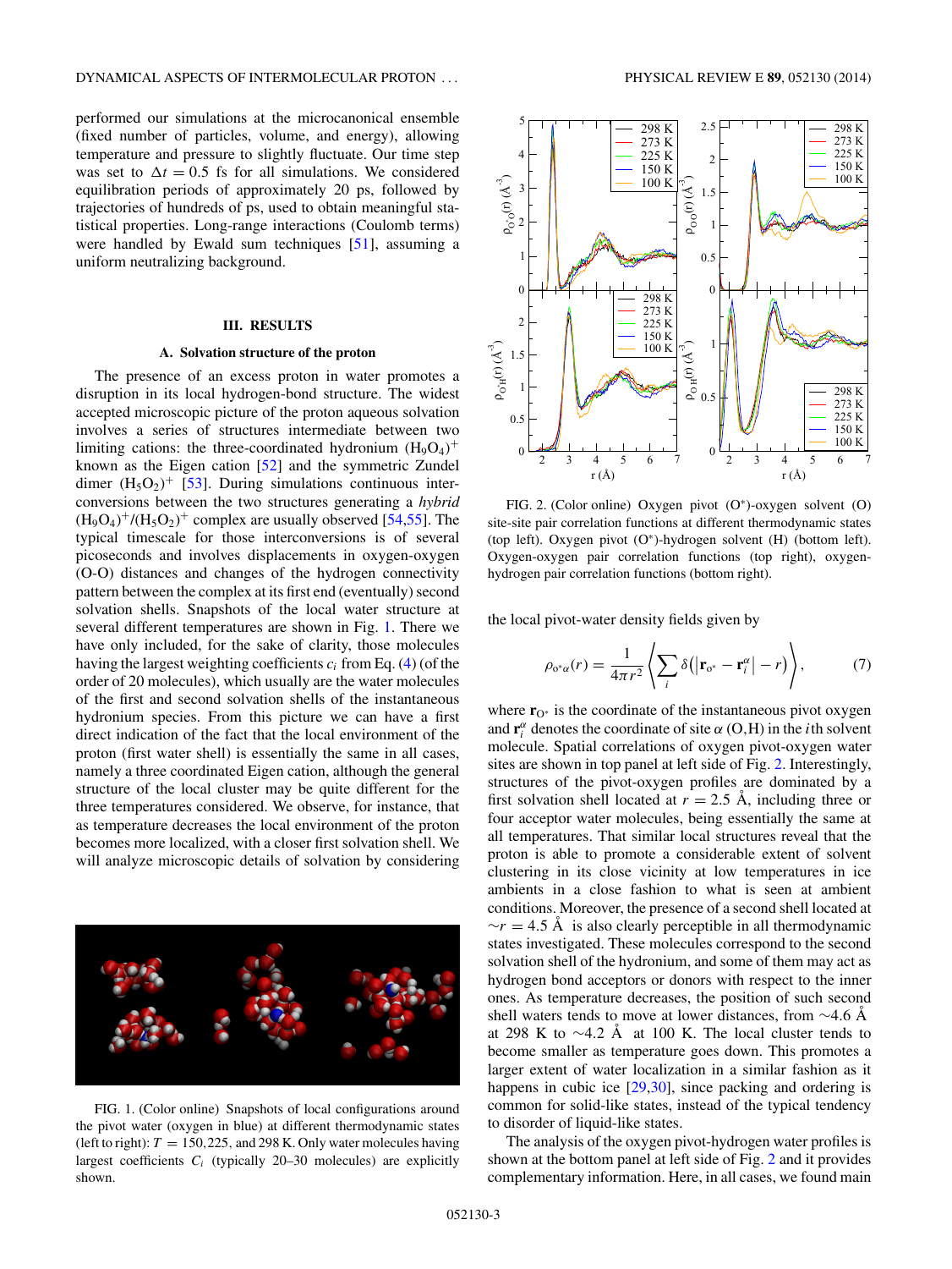performed our simulations at the microcanonical ensemble (fixed number of particles, volume, and energy), allowing temperature and pressure to slightly fluctuate. Our time step was set to $\Delta t = 0.5$ fs for all simulations. We considered equilibration periods of approximately 20 ps, followed by trajectories of hundreds of ps, used to obtain meaningful statistical properties. Long-range interactions (Coulomb terms) were handled by Ewald sum techniques [51], assuming a uniform neutralizing background.

## III. RESULTS

### A. Solvation structure of the proton

The presence of an excess proton in water promotes a disruption in its local hydrogen-bond structure. The widest accepted microscopic picture of the proton aqueous solvation involves a series of structures intermediate between two limiting cations: the three-coordinated hydronium $(H_9O_4)^+$ known as the Eigen cation [52] and the symmetric Zundel dimer $(H_5O_2)^+$ [53]. During simulations continuous interconversions between the two structures generating a *hybrid* $(H_9O_4)^+/(H_5O_2)^+$ complex are usually observed [54,55]. The typical timescale for those interconversions is of several picoseconds and involves displacements in oxygen-oxygen (O-O) distances and changes of the hydrogen connectivity pattern between the complex at its first end (eventually) second solvation shells. Snapshots of the local water structure at several different temperatures are shown in Fig. 1. There we have only included, for the sake of clarity, those molecules having the largest weighting coefficients $c_i$ from Eq. (4) (of the order of 20 molecules), which usually are the water molecules of the first and second solvation shells of the instantaneous hydronium species. From this picture we can have a first direct indication of the fact that the local environment of the proton (first water shell) is essentially the same in all cases, namely a three coordinated Eigen cation, although the general structure of the local cluster may be quite different for the three temperatures considered. We observe, for instance, that as temperature decreases the local environment of the proton becomes more localized, with a closer first solvation shell. We will analyze microscopic details of solvation by considering the local pivot-water density fields given by

$$\rho_{\mathrm{o}^*\alpha}(r) = \frac{1}{4\pi r^2}\left\langle \sum_i \delta\left(\left|\mathbf{r}_{\mathrm{o}^*} - \mathbf{r}_i^{\alpha}\right| - r\right)\right\rangle, \tag{7}$$

FIG. 1. (Color online) Snapshots of local configurations around the pivot water (oxygen in blue) at different thermodynamic states (left to right): $T = 150, 225$, and 298 K. Only water molecules having largest coefficients $C_i$ (typically 20–30 molecules) are explicitly shown.

FIG. 2. (Color online) Oxygen pivot (O*)-oxygen solvent (O) site-site pair correlation functions at different thermodynamic states (top left). Oxygen pivot (O*)-hydrogen solvent (H) (bottom left). Oxygen-oxygen pair correlation functions (top right), oxygen-hydrogen pair correlation functions (bottom right).

where $\mathbf{r}_{\mathrm{O}^*}$ is the coordinate of the instantaneous pivot oxygen and $\mathbf{r}_i^{\alpha}$ denotes the coordinate of site $\alpha$ (O,H) in the $i$th solvent molecule. Spatial correlations of oxygen pivot-oxygen water sites are shown in top panel at left side of Fig. 2. Interestingly, structures of the pivot-oxygen profiles are dominated by a first solvation shell located at $r = 2.5$ Å, including three or four acceptor water molecules, being essentially the same at all temperatures. That similar local structures reveal that the proton is able to promote a considerable extent of solvent clustering in its close vicinity at low temperatures in ice ambients in a close fashion to what is seen at ambient conditions. Moreover, the presence of a second shell located at $\sim r = 4.5$ Å is also clearly perceptible in all thermodynamic states investigated. These molecules correspond to the second solvation shell of the hydronium, and some of them may act as hydrogen bond acceptors or donors with respect to the inner ones. As temperature decreases, the position of such second shell waters tends to move at lower distances, from $\sim$4.6 Å at 298 K to $\sim$4.2 Å at 100 K. The local cluster tends to become smaller as temperature goes down. This promotes a larger extent of water localization in a similar fashion as it happens in cubic ice [29,30], since packing and ordering is common for solid-like states, instead of the typical tendency to disorder of liquid-like states.

The analysis of the oxygen pivot-hydrogen water profiles is shown at the bottom panel at left side of Fig. 2 and it provides complementary information. Here, in all cases, we found main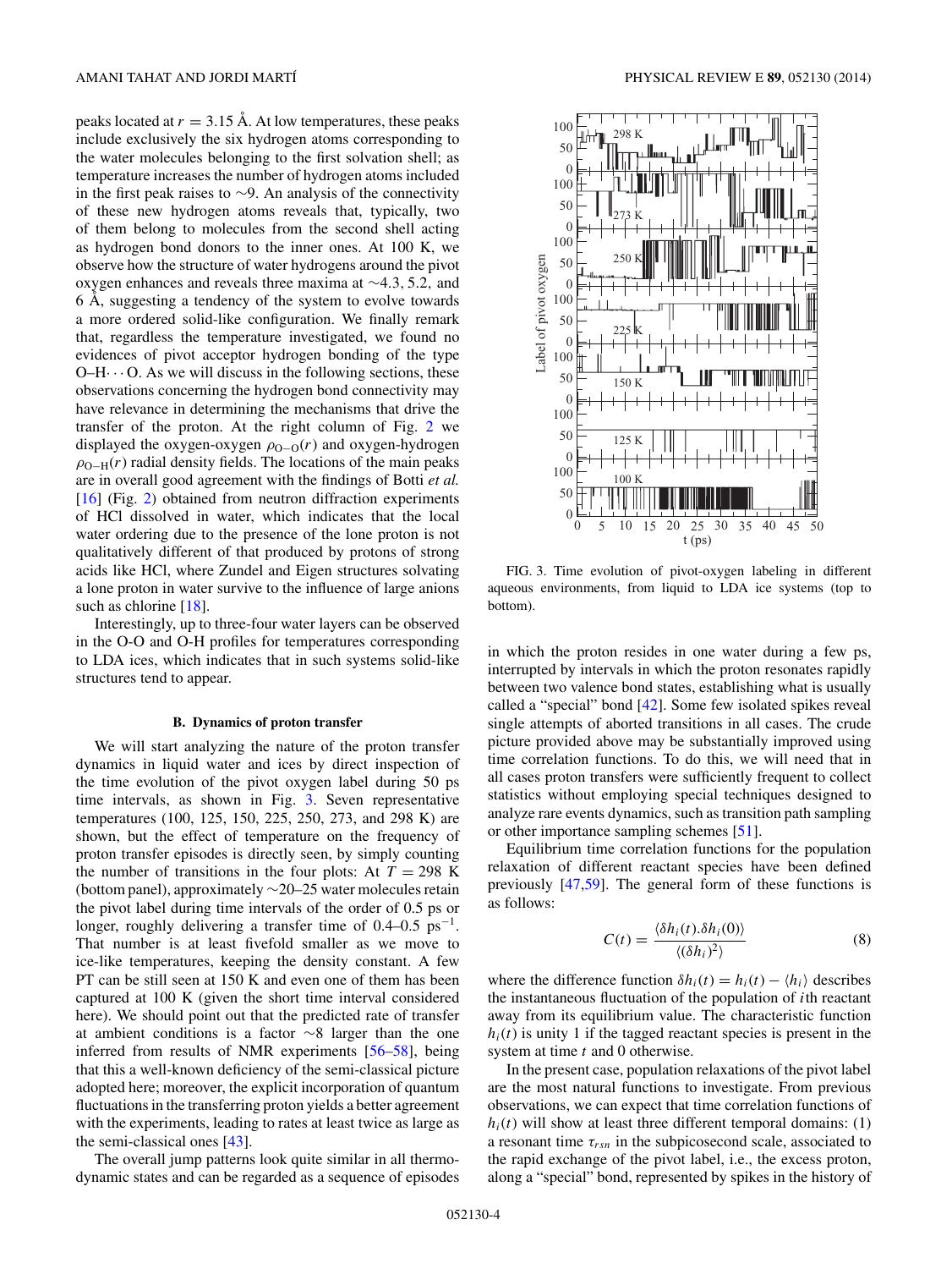peaks located at $r = 3.15$ Å. At low temperatures, these peaks include exclusively the six hydrogen atoms corresponding to the water molecules belonging to the first solvation shell; as temperature increases the number of hydrogen atoms included in the first peak raises to ∼9. An analysis of the connectivity of these new hydrogen atoms reveals that, typically, two of them belong to molecules from the second shell acting as hydrogen bond donors to the inner ones. At 100 K, we observe how the structure of water hydrogens around the pivot oxygen enhances and reveals three maxima at ∼4.3, 5.2, and 6 Å, suggesting a tendency of the system to evolve towards a more ordered solid-like configuration. We finally remark that, regardless the temperature investigated, we found no evidences of pivot acceptor hydrogen bonding of the type O–H···O. As we will discuss in the following sections, these observations concerning the hydrogen bond connectivity may have relevance in determining the mechanisms that drive the transfer of the proton. At the right column of Fig. 2 we displayed the oxygen-oxygen $\rho_{\mathrm{O-O}}(r)$ and oxygen-hydrogen $\rho_{\mathrm{O-H}}(r)$ radial density fields. The locations of the main peaks are in overall good agreement with the findings of Botti *et al.* [16] (Fig. 2) obtained from neutron diffraction experiments of HCl dissolved in water, which indicates that the local water ordering due to the presence of the lone proton is not qualitatively different of that produced by protons of strong acids like HCl, where Zundel and Eigen structures solvating a lone proton in water survive to the influence of large anions such as chlorine [18].

Interestingly, up to three-four water layers can be observed in the O-O and O-H profiles for temperatures corresponding to LDA ices, which indicates that in such systems solid-like structures tend to appear.

### B. Dynamics of proton transfer

We will start analyzing the nature of the proton transfer dynamics in liquid water and ices by direct inspection of the time evolution of the pivot oxygen label during 50 ps time intervals, as shown in Fig. 3. Seven representative temperatures (100, 125, 150, 225, 250, 273, and 298 K) are shown, but the effect of temperature on the frequency of proton transfer episodes is directly seen, by simply counting the number of transitions in the four plots: At $T = 298$ K (bottom panel), approximately ∼20–25 water molecules retain the pivot label during time intervals of the order of 0.5 ps or longer, roughly delivering a transfer time of 0.4–0.5 $\mathrm{ps}^{-1}$. That number is at least fivefold smaller as we move to ice-like temperatures, keeping the density constant. A few PT can be still seen at 150 K and even one of them has been captured at 100 K (given the short time interval considered here). We should point out that the predicted rate of transfer at ambient conditions is a factor ∼8 larger than the one inferred from results of NMR experiments [56–58], being that this a well-known deficiency of the semi-classical picture adopted here; moreover, the explicit incorporation of quantum fluctuations in the transferring proton yields a better agreement with the experiments, leading to rates at least twice as large as the semi-classical ones [43].

The overall jump patterns look quite similar in all thermodynamic states and can be regarded as a sequence of episodes in which the proton resides in one water during a few ps, interrupted by intervals in which the proton resonates rapidly between two valence bond states, establishing what is usually called a "special" bond [42]. Some few isolated spikes reveal single attempts of aborted transitions in all cases. The crude picture provided above may be substantially improved using time correlation functions. To do this, we will need that in all cases proton transfers were sufficiently frequent to collect statistics without employing special techniques designed to analyze rare events dynamics, such as transition path sampling or other importance sampling schemes [51].

FIG. 3. Time evolution of pivot-oxygen labeling in different aqueous environments, from liquid to LDA ice systems (top to bottom).

Equilibrium time correlation functions for the population relaxation of different reactant species have been defined previously [47,59]. The general form of these functions is as follows:

$$C(t) = \frac{\langle \delta h_i(t).\delta h_i(0)\rangle}{\langle (\delta h_i)^2\rangle} \tag{8}$$

where the difference function $\delta h_i(t) = h_i(t) - \langle h_i \rangle$ describes the instantaneous fluctuation of the population of $i$th reactant away from its equilibrium value. The characteristic function $h_i(t)$ is unity 1 if the tagged reactant species is present in the system at time $t$ and 0 otherwise.

In the present case, population relaxations of the pivot label are the most natural functions to investigate. From previous observations, we can expect that time correlation functions of $h_i(t)$ will show at least three different temporal domains: (1) a resonant time $\tau_{rsn}$ in the subpicosecond scale, associated to the rapid exchange of the pivot label, i.e., the excess proton, along a "special" bond, represented by spikes in the history of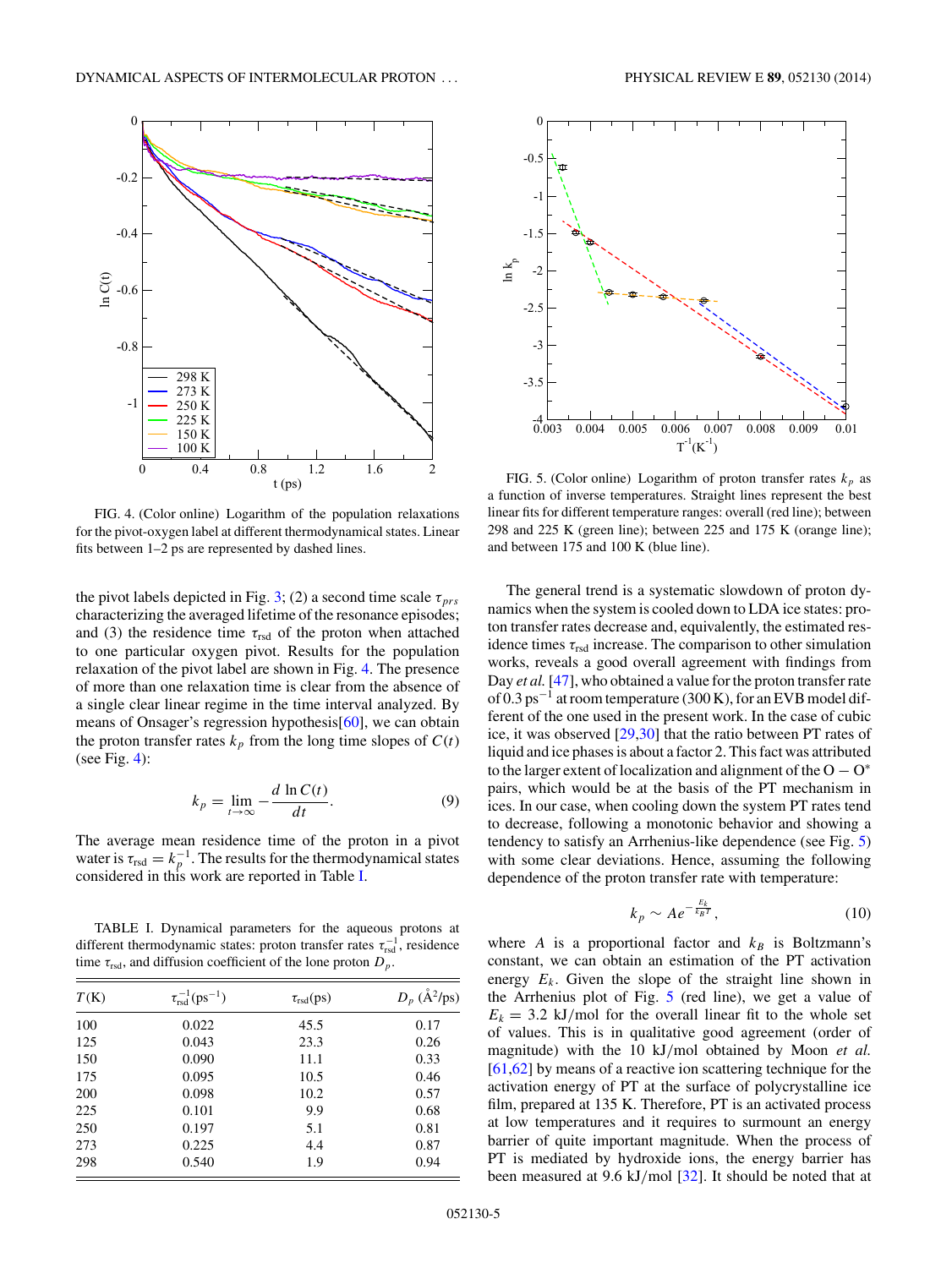FIG. 4. (Color online) Logarithm of the population relaxations for the pivot-oxygen label at different thermodynamical states. Linear fits between 1–2 ps are represented by dashed lines.

FIG. 5. (Color online) Logarithm of proton transfer rates $k_p$ as a function of inverse temperatures. Straight lines represent the best linear fits for different temperature ranges: overall (red line); between 298 and 225 K (green line); between 225 and 175 K (orange line); and between 175 and 100 K (blue line).

the pivot labels depicted in Fig. 3; (2) a second time scale $\tau_{prs}$ characterizing the averaged lifetime of the resonance episodes; and (3) the residence time $\tau_{\rm rsd}$ of the proton when attached to one particular oxygen pivot. Results for the population relaxation of the pivot label are shown in Fig. 4. The presence of more than one relaxation time is clear from the absence of a single clear linear regime in the time interval analyzed. By means of Onsager's regression hypothesis[60], we can obtain the proton transfer rates $k_p$ from the long time slopes of $C(t)$ (see Fig. 4):

$$k_p = \lim_{t\to\infty} -\frac{d\ \ln C(t)}{dt}. \tag{9}$$

The average mean residence time of the proton in a pivot water is $\tau_{\rm rsd} = k_p^{-1}$. The results for the thermodynamical states considered in this work are reported in Table I.

TABLE I. Dynamical parameters for the aqueous protons at different thermodynamic states: proton transfer rates $\tau_{\rm rsd}^{-1}$, residence time $\tau_{\rm rsd}$, and diffusion coefficient of the lone proton $D_p$.

| $T$(K) | $\tau_{\rm rsd}^{-1}$(ps$^{-1}$) | $\tau_{\rm rsd}$(ps) | $D_p$ (Å$^2$/ps) |
|---|---|---|---|
| 100 | 0.022 | 45.5 | 0.17 |
| 125 | 0.043 | 23.3 | 0.26 |
| 150 | 0.090 | 11.1 | 0.33 |
| 175 | 0.095 | 10.5 | 0.46 |
| 200 | 0.098 | 10.2 | 0.57 |
| 225 | 0.101 | 9.9 | 0.68 |
| 250 | 0.197 | 5.1 | 0.81 |
| 273 | 0.225 | 4.4 | 0.87 |
| 298 | 0.540 | 1.9 | 0.94 |

The general trend is a systematic slowdown of proton dynamics when the system is cooled down to LDA ice states: proton transfer rates decrease and, equivalently, the estimated residence times $\tau_{\rm rsd}$ increase. The comparison to other simulation works, reveals a good overall agreement with findings from Day *et al.* [47], who obtained a value for the proton transfer rate of 0.3 ps$^{-1}$ at room temperature (300 K), for an EVB model different of the one used in the present work. In the case of cubic ice, it was observed [29,30] that the ratio between PT rates of liquid and ice phases is about a factor 2. This fact was attributed to the larger extent of localization and alignment of the $O-O^*$ pairs, which would be at the basis of the PT mechanism in ices. In our case, when cooling down the system PT rates tend to decrease, following a monotonic behavior and showing a tendency to satisfy an Arrhenius-like dependence (see Fig. 5) with some clear deviations. Hence, assuming the following dependence of the proton transfer rate with temperature:

$$k_p \sim A e^{-\frac{E_k}{k_B T}}, \tag{10}$$

where $A$ is a proportional factor and $k_B$ is Boltzmann's constant, we can obtain an estimation of the PT activation energy $E_k$. Given the slope of the straight line shown in the Arrhenius plot of Fig. 5 (red line), we get a value of $E_k = 3.2$ kJ/mol for the overall linear fit to the whole set of values. This is in qualitative good agreement (order of magnitude) with the 10 kJ/mol obtained by Moon *et al.* [61,62] by means of a reactive ion scattering technique for the activation energy of PT at the surface of polycrystalline ice film, prepared at 135 K. Therefore, PT is an activated process at low temperatures and it requires to surmount an energy barrier of quite important magnitude. When the process of PT is mediated by hydroxide ions, the energy barrier has been measured at 9.6 kJ/mol [32]. It should be noted that at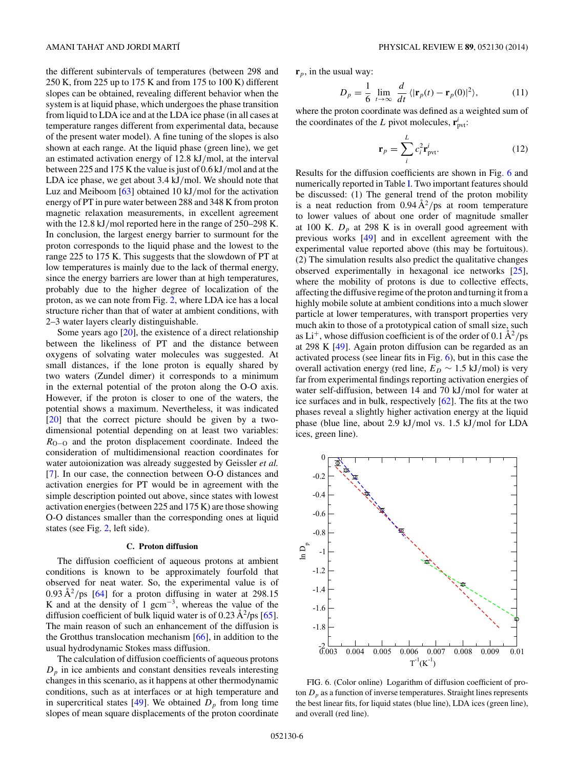the different subintervals of temperatures (between 298 and 250 K, from 225 up to 175 K and from 175 to 100 K) different slopes can be obtained, revealing different behavior when the system is at liquid phase, which undergoes the phase transition from liquid to LDA ice and at the LDA ice phase (in all cases at temperature ranges different from experimental data, because of the present water model). A fine tuning of the slopes is also shown at each range. At the liquid phase (green line), we get an estimated activation energy of 12.8 kJ/mol, at the interval between 225 and 175 K the value is just of 0.6 kJ/mol and at the LDA ice phase, we get about 3.4 kJ/mol. We should note that Luz and Meiboom [63] obtained 10 kJ/mol for the activation energy of PT in pure water between 288 and 348 K from proton magnetic relaxation measurements, in excellent agreement with the 12.8 kJ/mol reported here in the range of 250–298 K. In conclusion, the largest energy barrier to surmount for the proton corresponds to the liquid phase and the lowest to the range 225 to 175 K. This suggests that the slowdown of PT at low temperatures is mainly due to the lack of thermal energy, since the energy barriers are lower than at high temperatures, probably due to the higher degree of localization of the proton, as we can note from Fig. 2, where LDA ice has a local structure richer than that of water at ambient conditions, with 2–3 water layers clearly distinguishable.

Some years ago [20], the existence of a direct relationship between the likeliness of PT and the distance between oxygens of solvating water molecules was suggested. At small distances, if the lone proton is equally shared by two waters (Zundel dimer) it corresponds to a minimum in the external potential of the proton along the O-O axis. However, if the proton is closer to one of the waters, the potential shows a maximum. Nevertheless, it was indicated [20] that the correct picture should be given by a two-dimensional potential depending on at least two variables: $R_{\mathrm{O-O}}$ and the proton displacement coordinate. Indeed the consideration of multidimensional reaction coordinates for water autoionization was already suggested by Geissler *et al.* [7]. In our case, the connection between O-O distances and activation energies for PT would be in agreement with the simple description pointed out above, since states with lowest activation energies (between 225 and 175 K) are those showing O-O distances smaller than the corresponding ones at liquid states (see Fig. 2, left side).

### C. Proton diffusion

The diffusion coefficient of aqueous protons at ambient conditions is known to be approximately fourfold that observed for neat water. So, the experimental value is of 0.93 Å$^2$/ps [64] for a proton diffusing in water at 298.15 K and at the density of 1 gcm$^{-3}$, whereas the value of the diffusion coefficient of bulk liquid water is of 0.23 Å$^2$/ps [65]. The main reason of such an enhancement of the diffusion is the Grotthus translocation mechanism [66], in addition to the usual hydrodynamic Stokes mass diffusion.

The calculation of diffusion coefficients of aqueous protons $D_p$ in ice ambients and constant densities reveals interesting changes in this scenario, as it happens at other thermodynamic conditions, such as at interfaces or at high temperature and in supercritical states [49]. We obtained $D_p$ from long time slopes of mean square displacements of the proton coordinate $\mathbf{r}_p$, in the usual way:

$$D_p = \frac{1}{6} \lim_{t\to\infty} \frac{d}{dt} \langle |\mathbf{r}_p(t) - \mathbf{r}_p(0)|^2 \rangle, \tag{11}$$

where the proton coordinate was defined as a weighted sum of the coordinates of the $L$ pivot molecules, $\mathbf{r}^i_{\mathrm{pvt}}$:

$$\mathbf{r}_p = \sum_i^L c_i^2 \mathbf{r}^i_{\mathrm{pvt}}. \tag{12}$$

Results for the diffusion coefficients are shown in Fig. 6 and numerically reported in Table I. Two important features should be discussed: (1) The general trend of the proton mobility is a neat reduction from 0.94 Å$^2$/ps at room temperature to lower values of about one order of magnitude smaller at 100 K. $D_p$ at 298 K is in overall good agreement with previous works [49] and in excellent agreement with the experimental value reported above (this may be fortuitous). (2) The simulation results also predict the qualitative changes observed experimentally in hexagonal ice networks [25], where the mobility of protons is due to collective effects, affecting the diffusive regime of the proton and turning it from a highly mobile solute at ambient conditions into a much slower particle at lower temperatures, with transport properties very much akin to those of a prototypical cation of small size, such as $\mathrm{Li}^+$, whose diffusion coefficient is of the order of 0.1 Å$^2$/ps at 298 K [49]. Again proton diffusion can be regarded as an activated process (see linear fits in Fig. 6), but in this case the overall activation energy (red line, $E_D \sim 1.5$ kJ/mol) is very far from experimental findings reporting activation energies of water self-diffusion, between 14 and 70 kJ/mol for water at ice surfaces and in bulk, respectively [62]. The fits at the two phases reveal a slightly higher activation energy at the liquid phase (blue line, about 2.9 kJ/mol vs. 1.5 kJ/mol for LDA ices, green line).

FIG. 6. (Color online) Logarithm of diffusion coefficient of proton $D_p$ as a function of inverse temperatures. Straight lines represents the best linear fits, for liquid states (blue line), LDA ices (green line), and overall (red line).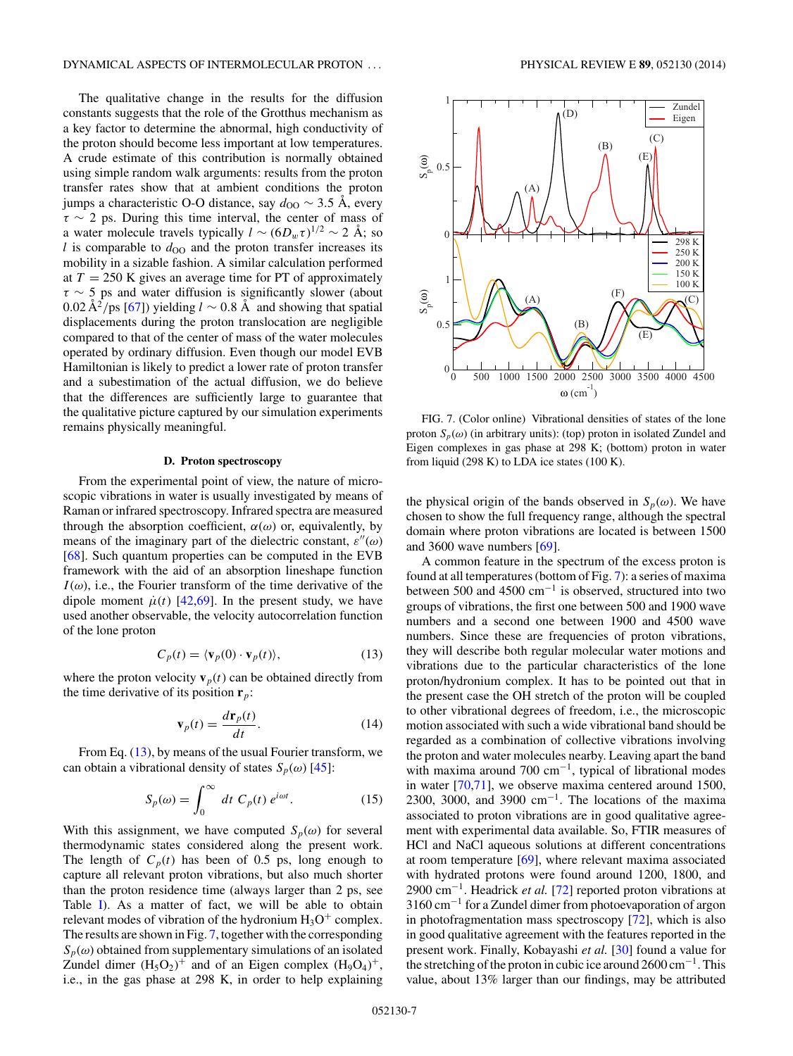The qualitative change in the results for the diffusion constants suggests that the role of the Grotthus mechanism as a key factor to determine the abnormal, high conductivity of the proton should become less important at low temperatures. A crude estimate of this contribution is normally obtained using simple random walk arguments: results from the proton transfer rates show that at ambient conditions the proton jumps a characteristic O-O distance, say $d_{OO} \sim 3.5$ Å, every $\tau \sim 2$ ps. During this time interval, the center of mass of a water molecule travels typically $l \sim (6D_w\tau)^{1/2} \sim 2$ Å; so $l$ is comparable to $d_{OO}$ and the proton transfer increases its mobility in a sizable fashion. A similar calculation performed at $T = 250$ K gives an average time for PT of approximately $\tau \sim 5$ ps and water diffusion is significantly slower (about 0.02 Å$^2$/ps [67]) yielding $l \sim 0.8$ Å and showing that spatial displacements during the proton translocation are negligible compared to that of the center of mass of the water molecules operated by ordinary diffusion. Even though our model EVB Hamiltonian is likely to predict a lower rate of proton transfer and a subestimation of the actual diffusion, we do believe that the differences are sufficiently large to guarantee that the qualitative picture captured by our simulation experiments remains physically meaningful.

### D. Proton spectroscopy

From the experimental point of view, the nature of microscopic vibrations in water is usually investigated by means of Raman or infrared spectroscopy. Infrared spectra are measured through the absorption coefficient, $\alpha(\omega)$ or, equivalently, by means of the imaginary part of the dielectric constant, $\varepsilon''(\omega)$ [68]. Such quantum properties can be computed in the EVB framework with the aid of an absorption lineshape function $I(\omega)$, i.e., the Fourier transform of the time derivative of the dipole moment $\dot{\mu}(t)$ [42,69]. In the present study, we have used another observable, the velocity autocorrelation function of the lone proton

$$C_p(t) = \langle \mathbf{v}_p(0) \cdot \mathbf{v}_p(t) \rangle, \tag{13}$$

where the proton velocity $\mathbf{v}_p(t)$ can be obtained directly from the time derivative of its position $\mathbf{r}_p$:

$$\mathbf{v}_p(t) = \frac{d\mathbf{r}_p(t)}{dt}. \tag{14}$$

From Eq. (13), by means of the usual Fourier transform, we can obtain a vibrational density of states $S_p(\omega)$ [45]:

$$S_p(\omega) = \int_0^\infty dt\, C_p(t)\, e^{i\omega t}. \tag{15}$$

With this assignment, we have computed $S_p(\omega)$ for several thermodynamic states considered along the present work. The length of $C_p(t)$ has been of 0.5 ps, long enough to capture all relevant proton vibrations, but also much shorter than the proton residence time (always larger than 2 ps, see Table I). As a matter of fact, we will be able to obtain relevant modes of vibration of the hydronium $H_3O^+$ complex. The results are shown in Fig. 7, together with the corresponding $S_p(\omega)$ obtained from supplementary simulations of an isolated Zundel dimer $(H_5O_2)^+$ and of an Eigen complex $(H_9O_4)^+$, i.e., in the gas phase at 298 K, in order to help explaining

FIG. 7. (Color online) Vibrational densities of states of the lone proton $S_p(\omega)$ (in arbitrary units): (top) proton in isolated Zundel and Eigen complexes in gas phase at 298 K; (bottom) proton in water from liquid (298 K) to LDA ice states (100 K).

the physical origin of the bands observed in $S_p(\omega)$. We have chosen to show the full frequency range, although the spectral domain where proton vibrations are located is between 1500 and 3600 wave numbers [69].

A common feature in the spectrum of the excess proton is found at all temperatures (bottom of Fig. 7): a series of maxima between 500 and 4500 cm$^{-1}$ is observed, structured into two groups of vibrations, the first one between 500 and 1900 wave numbers and a second one between 1900 and 4500 wave numbers. Since these are frequencies of proton vibrations, they will describe both regular molecular water motions and vibrations due to the particular characteristics of the lone proton/hydronium complex. It has to be pointed out that in the present case the OH stretch of the proton will be coupled to other vibrational degrees of freedom, i.e., the microscopic motion associated with such a wide vibrational band should be regarded as a combination of collective vibrations involving the proton and water molecules nearby. Leaving apart the band with maxima around 700 cm$^{-1}$, typical of librational modes in water [70,71], we observe maxima centered around 1500, 2300, 3000, and 3900 cm$^{-1}$. The locations of the maxima associated to proton vibrations are in good qualitative agreement with experimental data available. So, FTIR measures of HCl and NaCl aqueous solutions at different concentrations at room temperature [69], where relevant maxima associated with hydrated protons were found around 1200, 1800, and 2900 cm$^{-1}$. Headrick *et al.* [72] reported proton vibrations at 3160 cm$^{-1}$ for a Zundel dimer from photoevaporation of argon in photofragmentation mass spectroscopy [72], which is also in good qualitative agreement with the features reported in the present work. Finally, Kobayashi *et al.* [30] found a value for the stretching of the proton in cubic ice around 2600 cm$^{-1}$. This value, about 13% larger than our findings, may be attributed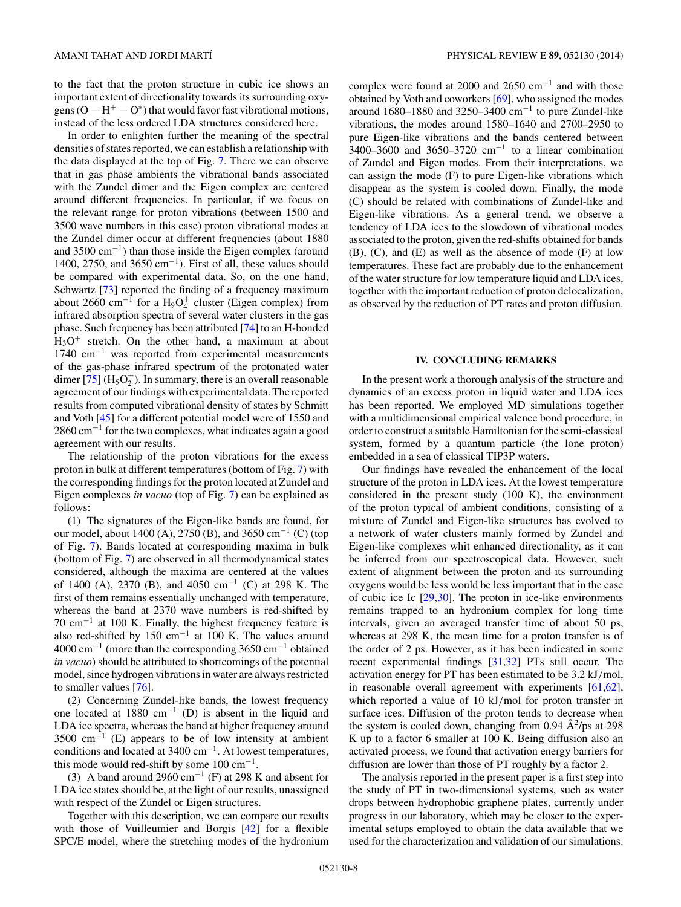to the fact that the proton structure in cubic ice shows an important extent of directionality towards its surrounding oxygens ($O - H^+ - O^*$) that would favor fast vibrational motions, instead of the less ordered LDA structures considered here.

In order to enlighten further the meaning of the spectral densities of states reported, we can establish a relationship with the data displayed at the top of Fig. 7. There we can observe that in gas phase ambients the vibrational bands associated with the Zundel dimer and the Eigen complex are centered around different frequencies. In particular, if we focus on the relevant range for proton vibrations (between 1500 and 3500 wave numbers in this case) proton vibrational modes at the Zundel dimer occur at different frequencies (about 1880 and 3500 $cm^{-1}$) than those inside the Eigen complex (around 1400, 2750, and 3650 $cm^{-1}$). First of all, these values should be compared with experimental data. So, on the one hand, Schwartz [73] reported the finding of a frequency maximum about 2660 $cm^{-1}$ for a $H_9O_4^+$ cluster (Eigen complex) from infrared absorption spectra of several water clusters in the gas phase. Such frequency has been attributed [74] to an H-bonded $H_3O^+$ stretch. On the other hand, a maximum at about 1740 $cm^{-1}$ was reported from experimental measurements of the gas-phase infrared spectrum of the protonated water dimer [75] ($H_5O_2^+$). In summary, there is an overall reasonable agreement of our findings with experimental data. The reported results from computed vibrational density of states by Schmitt and Voth [45] for a different potential model were of 1550 and 2860 $cm^{-1}$ for the two complexes, what indicates again a good agreement with our results.

The relationship of the proton vibrations for the excess proton in bulk at different temperatures (bottom of Fig. 7) with the corresponding findings for the proton located at Zundel and Eigen complexes *in vacuo* (top of Fig. 7) can be explained as follows:

(1) The signatures of the Eigen-like bands are found, for our model, about 1400 (A), 2750 (B), and 3650 $cm^{-1}$ (C) (top of Fig. 7). Bands located at corresponding maxima in bulk (bottom of Fig. 7) are observed in all thermodynamical states considered, although the maxima are centered at the values of 1400 (A), 2370 (B), and 4050 $cm^{-1}$ (C) at 298 K. The first of them remains essentially unchanged with temperature, whereas the band at 2370 wave numbers is red-shifted by 70 $cm^{-1}$ at 100 K. Finally, the highest frequency feature is also red-shifted by 150 $cm^{-1}$ at 100 K. The values around 4000 $cm^{-1}$ (more than the corresponding 3650 $cm^{-1}$ obtained *in vacuo*) should be attributed to shortcomings of the potential model, since hydrogen vibrations in water are always restricted to smaller values [76].

(2) Concerning Zundel-like bands, the lowest frequency one located at 1880 $cm^{-1}$ (D) is absent in the liquid and LDA ice spectra, whereas the band at higher frequency around 3500 $cm^{-1}$ (E) appears to be of low intensity at ambient conditions and located at 3400 $cm^{-1}$. At lowest temperatures, this mode would red-shift by some 100 $cm^{-1}$.

(3) A band around 2960 $cm^{-1}$ (F) at 298 K and absent for LDA ice states should be, at the light of our results, unassigned with respect of the Zundel or Eigen structures.

Together with this description, we can compare our results with those of Vuilleumier and Borgis [42] for a flexible SPC/E model, where the stretching modes of the hydronium complex were found at 2000 and 2650 $cm^{-1}$ and with those obtained by Voth and coworkers [69], who assigned the modes around 1680–1880 and 3250–3400 $cm^{-1}$ to pure Zundel-like vibrations, the modes around 1580–1640 and 2700–2950 to pure Eigen-like vibrations and the bands centered between 3400–3600 and 3650–3720 $cm^{-1}$ to a linear combination of Zundel and Eigen modes. From their interpretations, we can assign the mode (F) to pure Eigen-like vibrations which disappear as the system is cooled down. Finally, the mode (C) should be related with combinations of Zundel-like and Eigen-like vibrations. As a general trend, we observe a tendency of LDA ices to the slowdown of vibrational modes associated to the proton, given the red-shifts obtained for bands (B), (C), and (E) as well as the absence of mode (F) at low temperatures. These fact are probably due to the enhancement of the water structure for low temperature liquid and LDA ices, together with the important reduction of proton delocalization, as observed by the reduction of PT rates and proton diffusion.

## IV. CONCLUDING REMARKS

In the present work a thorough analysis of the structure and dynamics of an excess proton in liquid water and LDA ices has been reported. We employed MD simulations together with a multidimensional empirical valence bond procedure, in order to construct a suitable Hamiltonian for the semi-classical system, formed by a quantum particle (the lone proton) embedded in a sea of classical TIP3P waters.

Our findings have revealed the enhancement of the local structure of the proton in LDA ices. At the lowest temperature considered in the present study (100 K), the environment of the proton typical of ambient conditions, consisting of a mixture of Zundel and Eigen-like structures has evolved to a network of water clusters mainly formed by Zundel and Eigen-like complexes whit enhanced directionality, as it can be inferred from our spectroscopic data. However, such extent of alignment between the proton and its surrounding oxygens would be less would be less important that in the case of cubic ice Ic [29,30]. The proton in ice-like environments remains trapped to an hydronium complex for long time intervals, given an averaged transfer time of about 50 ps, whereas at 298 K, the mean time for a proton transfer is of the order of 2 ps. However, as it has been indicated in some recent experimental findings [31,32] PTs still occur. The activation energy for PT has been estimated to be 3.2 kJ/mol, in reasonable overall agreement with experiments [61,62], which reported a value of 10 kJ/mol for proton transfer in surface ices. Diffusion of the proton tends to decrease when the system is cooled down, changing from 0.94 Å$^2$/ps at 298 K up to a factor 6 smaller at 100 K. Being diffusion also an activated process, we found that activation energy barriers for diffusion are lower than those of PT roughly by a factor 2.

The analysis reported in the present paper is a first step into the study of PT in two-dimensional systems, such as water drops between hydrophobic graphene plates, currently under progress in our laboratory, which may be closer to the experimental setups employed to obtain the data available that we used for the characterization and validation of our simulations.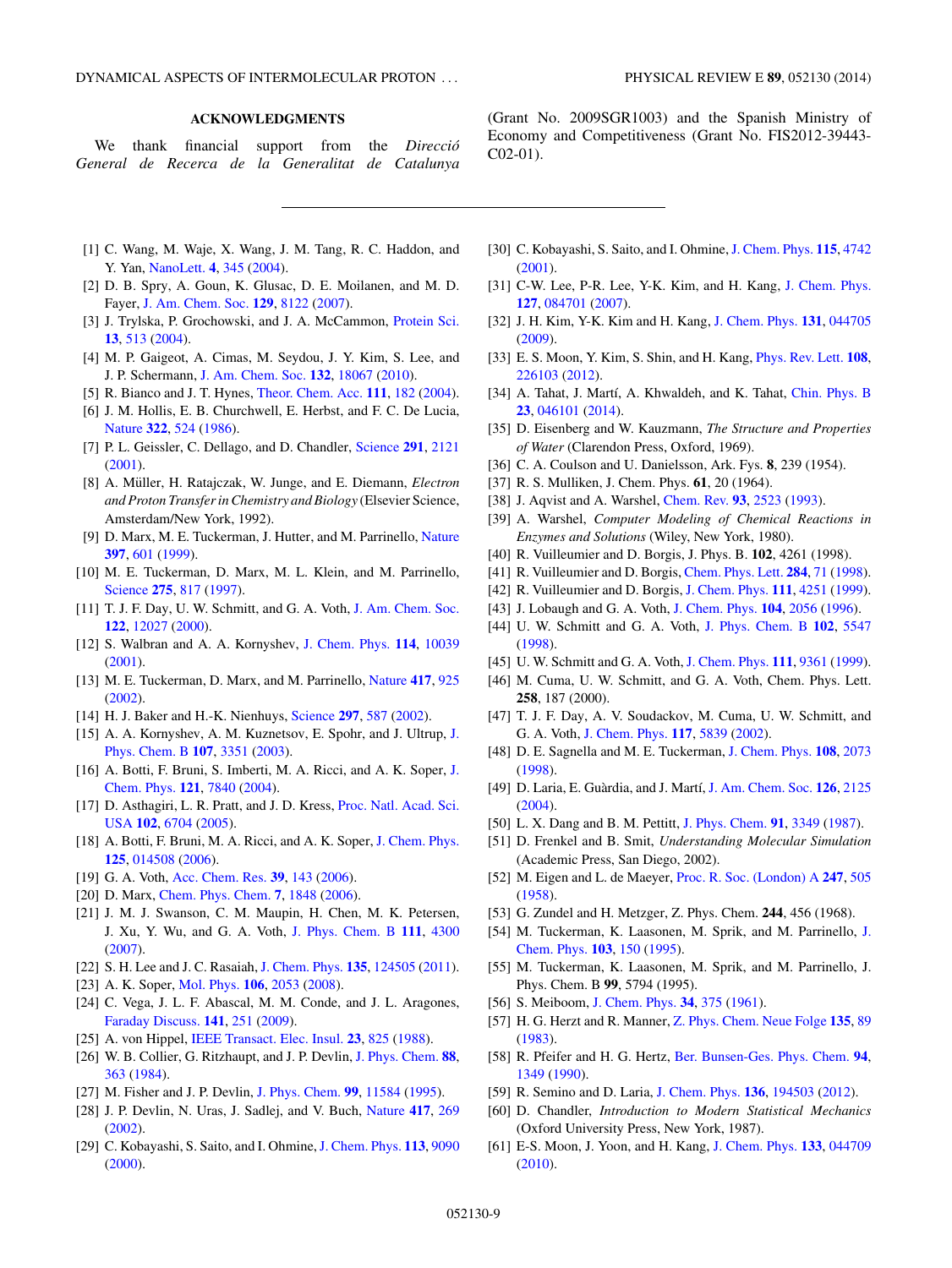## ACKNOWLEDGMENTS

We thank financial support from the *Direcció General de Recerca de la Generalitat de Catalunya* (Grant No. 2009SGR1003) and the Spanish Ministry of Economy and Competitiveness (Grant No. FIS2012-39443-C02-01).

---

[1] C. Wang, M. Waje, X. Wang, J. M. Tang, R. C. Haddon, and Y. Yan, NanoLett. **4**, 345 (2004).

[2] D. B. Spry, A. Goun, K. Glusac, D. E. Moilanen, and M. D. Fayer, J. Am. Chem. Soc. **129**, 8122 (2007).

[3] J. Trylska, P. Grochowski, and J. A. McCammon, Protein Sci. **13**, 513 (2004).

[4] M. P. Gaigeot, A. Cimas, M. Seydou, J. Y. Kim, S. Lee, and J. P. Schermann, J. Am. Chem. Soc. **132**, 18067 (2010).

[5] R. Bianco and J. T. Hynes, Theor. Chem. Acc. **111**, 182 (2004).

[6] J. M. Hollis, E. B. Churchwell, E. Herbst, and F. C. De Lucia, Nature **322**, 524 (1986).

[7] P. L. Geissler, C. Dellago, and D. Chandler, Science **291**, 2121 (2001).

[8] A. Müller, H. Ratajczak, W. Junge, and E. Diemann, *Electron and Proton Transfer in Chemistry and Biology* (Elsevier Science, Amsterdam/New York, 1992).

[9] D. Marx, M. E. Tuckerman, J. Hutter, and M. Parrinello, Nature **397**, 601 (1999).

[10] M. E. Tuckerman, D. Marx, M. L. Klein, and M. Parrinello, Science **275**, 817 (1997).

[11] T. J. F. Day, U. W. Schmitt, and G. A. Voth, J. Am. Chem. Soc. **122**, 12027 (2000).

[12] S. Walbran and A. A. Kornyshev, J. Chem. Phys. **114**, 10039 (2001).

[13] M. E. Tuckerman, D. Marx, and M. Parrinello, Nature **417**, 925 (2002).

[14] H. J. Baker and H.-K. Nienhuys, Science **297**, 587 (2002).

[15] A. A. Kornyshev, A. M. Kuznetsov, E. Spohr, and J. Ultrup, J. Phys. Chem. B **107**, 3351 (2003).

[16] A. Botti, F. Bruni, S. Imberti, M. A. Ricci, and A. K. Soper, J. Chem. Phys. **121**, 7840 (2004).

[17] D. Asthagiri, L. R. Pratt, and J. D. Kress, Proc. Natl. Acad. Sci. USA **102**, 6704 (2005).

[18] A. Botti, F. Bruni, M. A. Ricci, and A. K. Soper, J. Chem. Phys. **125**, 014508 (2006).

[19] G. A. Voth, Acc. Chem. Res. **39**, 143 (2006).

[20] D. Marx, Chem. Phys. Chem. **7**, 1848 (2006).

[21] J. M. J. Swanson, C. M. Maupin, H. Chen, M. K. Petersen, J. Xu, Y. Wu, and G. A. Voth, J. Phys. Chem. B **111**, 4300 (2007).

[22] S. H. Lee and J. C. Rasaiah, J. Chem. Phys. **135**, 124505 (2011).

[23] A. K. Soper, Mol. Phys. **106**, 2053 (2008).

[24] C. Vega, J. L. F. Abascal, M. M. Conde, and J. L. Aragones, Faraday Discuss. **141**, 251 (2009).

[25] A. von Hippel, IEEE Transact. Elec. Insul. **23**, 825 (1988).

[26] W. B. Collier, G. Ritzhaupt, and J. P. Devlin, J. Phys. Chem. **88**, 363 (1984).

[27] M. Fisher and J. P. Devlin, J. Phys. Chem. **99**, 11584 (1995).

[28] J. P. Devlin, N. Uras, J. Sadlej, and V. Buch, Nature **417**, 269 (2002).

[29] C. Kobayashi, S. Saito, and I. Ohmine, J. Chem. Phys. **113**, 9090 (2000).

[30] C. Kobayashi, S. Saito, and I. Ohmine, J. Chem. Phys. **115**, 4742 (2001).

[31] C-W. Lee, P-R. Lee, Y-K. Kim, and H. Kang, J. Chem. Phys. **127**, 084701 (2007).

[32] J. H. Kim, Y-K. Kim and H. Kang, J. Chem. Phys. **131**, 044705 (2009).

[33] E. S. Moon, Y. Kim, S. Shin, and H. Kang, Phys. Rev. Lett. **108**, 226103 (2012).

[34] A. Tahat, J. Martí, A. Khwaldeh, and K. Tahat, Chin. Phys. B **23**, 046101 (2014).

[35] D. Eisenberg and W. Kauzmann, *The Structure and Properties of Water* (Clarendon Press, Oxford, 1969).

[36] C. A. Coulson and U. Danielsson, Ark. Fys. **8**, 239 (1954).

[37] R. S. Mulliken, J. Chem. Phys. **61**, 20 (1964).

[38] J. Aqvist and A. Warshel, Chem. Rev. **93**, 2523 (1993).

[39] A. Warshel, *Computer Modeling of Chemical Reactions in Enzymes and Solutions* (Wiley, New York, 1980).

[40] R. Vuilleumier and D. Borgis, J. Phys. B. **102**, 4261 (1998).

[41] R. Vuilleumier and D. Borgis, Chem. Phys. Lett. **284**, 71 (1998).

[42] R. Vuilleumier and D. Borgis, J. Chem. Phys. **111**, 4251 (1999).

[43] J. Lobaugh and G. A. Voth, J. Chem. Phys. **104**, 2056 (1996).

[44] U. W. Schmitt and G. A. Voth, J. Phys. Chem. B **102**, 5547 (1998).

[45] U. W. Schmitt and G. A. Voth, J. Chem. Phys. **111**, 9361 (1999).

[46] M. Cuma, U. W. Schmitt, and G. A. Voth, Chem. Phys. Lett. **258**, 187 (2000).

[47] T. J. F. Day, A. V. Soudackov, M. Cuma, U. W. Schmitt, and G. A. Voth, J. Chem. Phys. **117**, 5839 (2002).

[48] D. E. Sagnella and M. E. Tuckerman, J. Chem. Phys. **108**, 2073 (1998).

[49] D. Laria, E. Guàrdia, and J. Martí, J. Am. Chem. Soc. **126**, 2125 (2004).

[50] L. X. Dang and B. M. Pettitt, J. Phys. Chem. **91**, 3349 (1987).

[51] D. Frenkel and B. Smit, *Understanding Molecular Simulation* (Academic Press, San Diego, 2002).

[52] M. Eigen and L. de Maeyer, Proc. R. Soc. (London) A **247**, 505 (1958).

[53] G. Zundel and H. Metzger, Z. Phys. Chem. **244**, 456 (1968).

[54] M. Tuckerman, K. Laasonen, M. Sprik, and M. Parrinello, J. Chem. Phys. **103**, 150 (1995).

[55] M. Tuckerman, K. Laasonen, M. Sprik, and M. Parrinello, J. Phys. Chem. B **99**, 5794 (1995).

[56] S. Meiboom, J. Chem. Phys. **34**, 375 (1961).

[57] H. G. Hertz and R. Manner, Z. Phys. Chem. Neue Folge **135**, 89 (1983).

[58] R. Pfeifer and H. G. Hertz, Ber. Bunsen-Ges. Phys. Chem. **94**, 1349 (1990).

[59] R. Semino and D. Laria, J. Chem. Phys. **136**, 194503 (2012).

[60] D. Chandler, *Introduction to Modern Statistical Mechanics* (Oxford University Press, New York, 1987).

[61] E-S. Moon, J. Yoon, and H. Kang, J. Chem. Phys. **133**, 044709 (2010).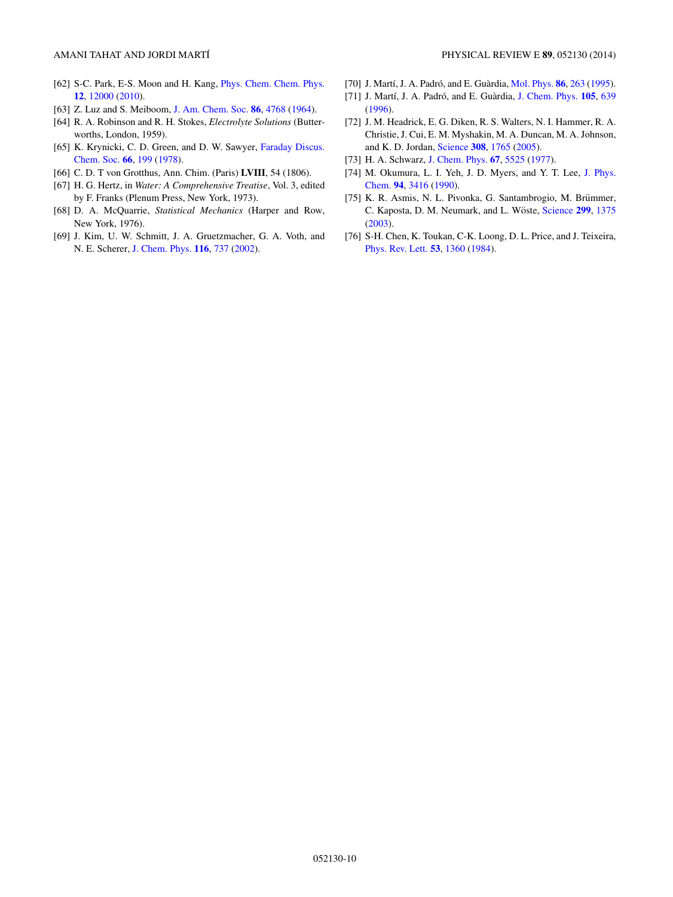[62] S-C. Park, E-S. Moon and H. Kang, Phys. Chem. Chem. Phys. **12**, 12000 (2010).

[63] Z. Luz and S. Meiboom, J. Am. Chem. Soc. **86**, 4768 (1964).

[64] R. A. Robinson and R. H. Stokes, *Electrolyte Solutions* (Butterworths, London, 1959).

[65] K. Krynicki, C. D. Green, and D. W. Sawyer, Faraday Discus. Chem. Soc. **66**, 199 (1978).

[66] C. D. T von Grotthus, Ann. Chim. (Paris) **LVIII**, 54 (1806).

[67] H. G. Hertz, in *Water: A Comprehensive Treatise*, Vol. 3, edited by F. Franks (Plenum Press, New York, 1973).

[68] D. A. McQuarrie, *Statistical Mechanics* (Harper and Row, New York, 1976).

[69] J. Kim, U. W. Schmitt, J. A. Gruetzmacher, G. A. Voth, and N. E. Scherer, J. Chem. Phys. **116**, 737 (2002).

[70] J. Martí, J. A. Padró, and E. Guàrdia, Mol. Phys. **86**, 263 (1995).

[71] J. Martí, J. A. Padró, and E. Guàrdia, J. Chem. Phys. **105**, 639 (1996).

[72] J. M. Headrick, E. G. Diken, R. S. Walters, N. I. Hammer, R. A. Christie, J. Cui, E. M. Myshakin, M. A. Duncan, M. A. Johnson, and K. D. Jordan, Science **308**, 1765 (2005).

[73] H. A. Schwarz, J. Chem. Phys. **67**, 5525 (1977).

[74] M. Okumura, L. I. Yeh, J. D. Myers, and Y. T. Lee, J. Phys. Chem. **94**, 3416 (1990).

[75] K. R. Asmis, N. L. Pivonka, G. Santambrogio, M. Brümmer, C. Kaposta, D. M. Neumark, and L. Wöste, Science **299**, 1375 (2003).

[76] S-H. Chen, K. Toukan, C-K. Loong, D. L. Price, and J. Teixeira, Phys. Rev. Lett. **53**, 1360 (1984).